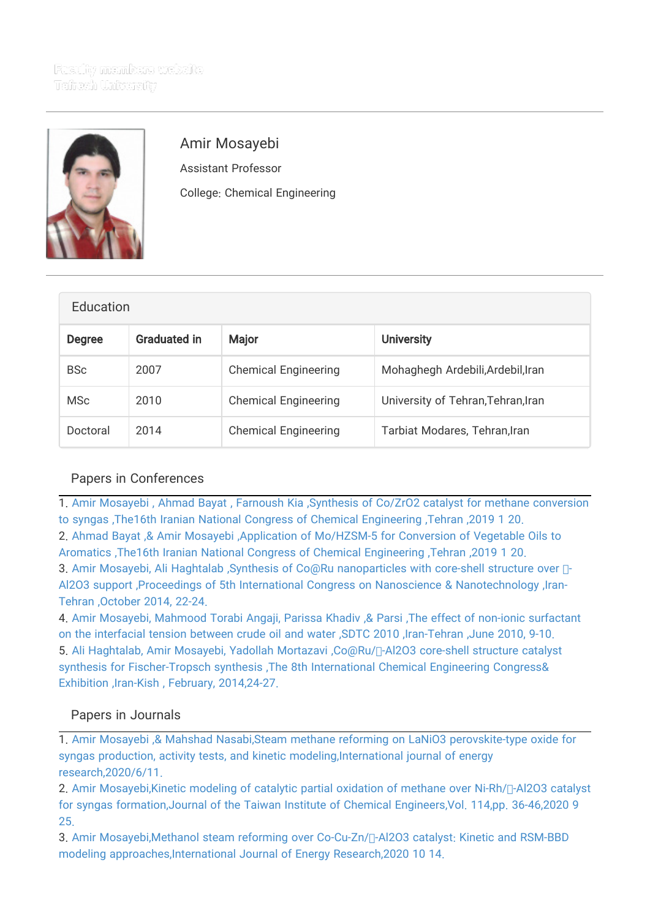Faculty members website
Tehran University

# Amir Mosayebi

Assistant Professor

College: Chemical Engineering

## Education

| Degree | Graduated in | Major | University |
|---|---|---|---|
| BSc | 2007 | Chemical Engineering | Mohaghegh Ardebili,Ardebil,Iran |
| MSc | 2010 | Chemical Engineering | University of Tehran,Tehran,Iran |
| Doctoral | 2014 | Chemical Engineering | Tarbiat Modares, Tehran,Iran |

## Papers in Conferences

1. Amir Mosayebi , Ahmad Bayat , Farnoush Kia ,Synthesis of Co/ZrO2 catalyst for methane conversion to syngas ,The16th Iranian National Congress of Chemical Engineering ,Tehran ,2019 1 20.
2. Ahmad Bayat ,& Amir Mosayebi ,Application of Mo/HZSM-5 for Conversion of Vegetable Oils to Aromatics ,The16th Iranian National Congress of Chemical Engineering ,Tehran ,2019 1 20.
3. Amir Mosayebi, Ali Haghtalab ,Synthesis of Co@Ru nanoparticles with core-shell structure over -Al2O3 support ,Proceedings of 5th International Congress on Nanoscience & Nanotechnology ,Iran-Tehran ,October 2014, 22-24.
4. Amir Mosayebi, Mahmood Torabi Angaji, Parissa Khadiv ,& Parsi ,The effect of non-ionic surfactant on the interfacial tension between crude oil and water ,SDTC 2010 ,Iran-Tehran ,June 2010, 9-10.
5. Ali Haghtalab, Amir Mosayebi, Yadollah Mortazavi ,Co@Ru/-Al2O3 core-shell structure catalyst synthesis for Fischer-Tropsch synthesis ,The 8th International Chemical Engineering Congress& Exhibition ,Iran-Kish , February, 2014,24-27.

## Papers in Journals

1. Amir Mosayebi ,& Mahshad Nasabi,Steam methane reforming on LaNiO3 perovskite-type oxide for syngas production, activity tests, and kinetic modeling,International journal of energy research,2020/6/11.
2. Amir Mosayebi,Kinetic modeling of catalytic partial oxidation of methane over Ni-Rh/-Al2O3 catalyst for syngas formation,Journal of the Taiwan Institute of Chemical Engineers,Vol. 114,pp. 36-46,2020 9 25.
3. Amir Mosayebi,Methanol steam reforming over Co-Cu-Zn/-Al2O3 catalyst: Kinetic and RSM-BBD modeling approaches,International Journal of Energy Research,2020 10 14.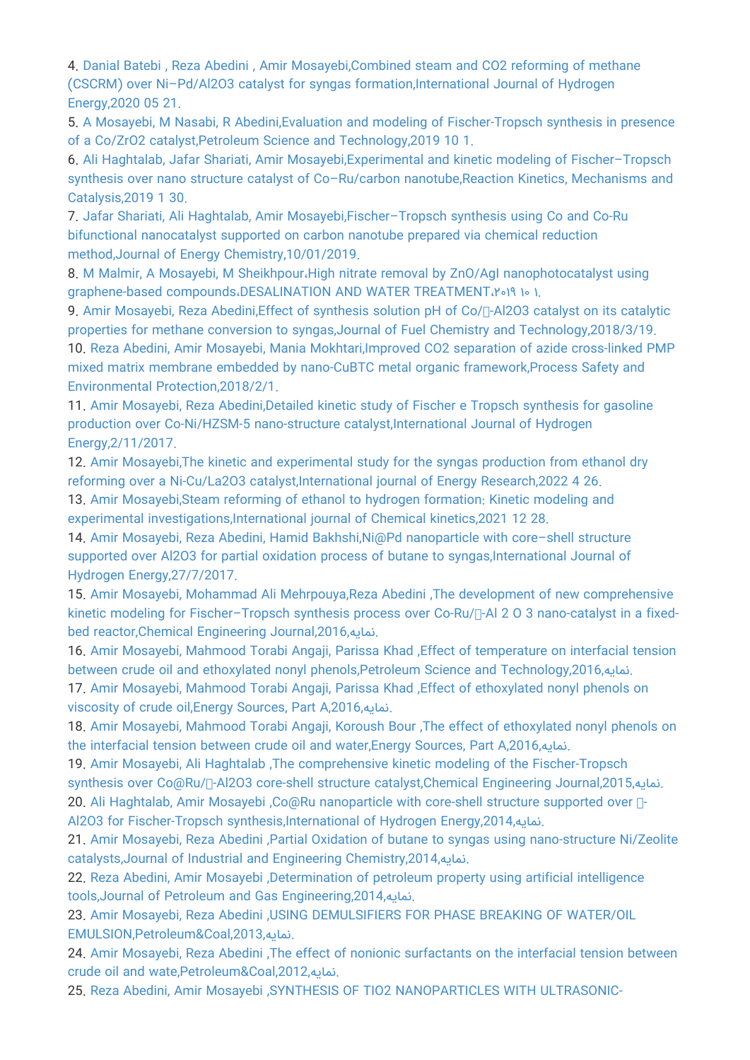4. Danial Batebi , Reza Abedini , Amir Mosayebi,Combined steam and CO2 reforming of methane (CSCRM) over Ni–Pd/Al2O3 catalyst for syngas formation,International Journal of Hydrogen Energy,2020 05 21.
5. A Mosayebi, M Nasabi, R Abedini,Evaluation and modeling of Fischer-Tropsch synthesis in presence of a Co/ZrO2 catalyst,Petroleum Science and Technology,2019 10 1.
6. Ali Haghtalab, Jafar Shariati, Amir Mosayebi,Experimental and kinetic modeling of Fischer–Tropsch synthesis over nano structure catalyst of Co–Ru/carbon nanotube,Reaction Kinetics, Mechanisms and Catalysis,2019 1 30.
7. Jafar Shariati, Ali Haghtalab, Amir Mosayebi,Fischer–Tropsch synthesis using Co and Co-Ru bifunctional nanocatalyst supported on carbon nanotube prepared via chemical reduction method,Journal of Energy Chemistry,10/01/2019.
8. M Malmir, A Mosayebi, M Sheikhpour،High nitrate removal by ZnO/AgI nanophotocatalyst using graphene-based compounds،DESALINATION AND WATER TREATMENT،۲۰۱۹ ۱۰ ۱.
9. Amir Mosayebi, Reza Abedini,Effect of synthesis solution pH of Co/-Al2O3 catalyst on its catalytic properties for methane conversion to syngas,Journal of Fuel Chemistry and Technology,2018/3/19.
10. Reza Abedini, Amir Mosayebi, Mania Mokhtari,Improved CO2 separation of azide cross-linked PMP mixed matrix membrane embedded by nano-CuBTC metal organic framework,Process Safety and Environmental Protection,2018/2/1.
11. Amir Mosayebi, Reza Abedini,Detailed kinetic study of Fischer e Tropsch synthesis for gasoline production over Co-Ni/HZSM-5 nano-structure catalyst,International Journal of Hydrogen Energy,2/11/2017.
12. Amir Mosayebi,The kinetic and experimental study for the syngas production from ethanol dry reforming over a Ni-Cu/La2O3 catalyst,International journal of Energy Research,2022 4 26.
13. Amir Mosayebi,Steam reforming of ethanol to hydrogen formation: Kinetic modeling and experimental investigations,International journal of Chemical kinetics,2021 12 28.
14. Amir Mosayebi, Reza Abedini, Hamid Bakhshi,Ni@Pd nanoparticle with core–shell structure supported over Al2O3 for partial oxidation process of butane to syngas,International Journal of Hydrogen Energy,27/7/2017.
15. Amir Mosayebi, Mohammad Ali Mehrpouya,Reza Abedini ,The development of new comprehensive kinetic modeling for Fischer–Tropsch synthesis process over Co-Ru/-Al 2 O 3 nano-catalyst in a fixed-bed reactor,Chemical Engineering Journal,2016,نمایه.
16. Amir Mosayebi, Mahmood Torabi Angaji, Parissa Khad ,Effect of temperature on interfacial tension between crude oil and ethoxylated nonyl phenols,Petroleum Science and Technology,2016,نمایه.
17. Amir Mosayebi, Mahmood Torabi Angaji, Parissa Khad ,Effect of ethoxylated nonyl phenols on viscosity of crude oil,Energy Sources, Part A,2016,نمایه.
18. Amir Mosayebi, Mahmood Torabi Angaji, Koroush Bour ,The effect of ethoxylated nonyl phenols on the interfacial tension between crude oil and water,Energy Sources, Part A,2016,نمایه.
19. Amir Mosayebi, Ali Haghtalab ,The comprehensive kinetic modeling of the Fischer-Tropsch synthesis over Co@Ru/-Al2O3 core-shell structure catalyst,Chemical Engineering Journal,2015,نمایه.
20. Ali Haghtalab, Amir Mosayebi ,Co@Ru nanoparticle with core-shell structure supported over -Al2O3 for Fischer-Tropsch synthesis,International of Hydrogen Energy,2014,نمایه.
21. Amir Mosayebi, Reza Abedini ,Partial Oxidation of butane to syngas using nano-structure Ni/Zeolite catalysts,Journal of Industrial and Engineering Chemistry,2014,نمایه.
22. Reza Abedini, Amir Mosayebi ,Determination of petroleum property using artificial intelligence tools,Journal of Petroleum and Gas Engineering,2014,نمایه.
23. Amir Mosayebi, Reza Abedini ,USING DEMULSIFIERS FOR PHASE BREAKING OF WATER/OIL EMULSION,Petroleum&Coal,2013,نمایه.
24. Amir Mosayebi, Reza Abedini ,The effect of nonionic surfactants on the interfacial tension between crude oil and wate,Petroleum&Coal,2012,نمایه.
25. Reza Abedini, Amir Mosayebi ,SYNTHESIS OF TIO2 NANOPARTICLES WITH ULTRASONIC-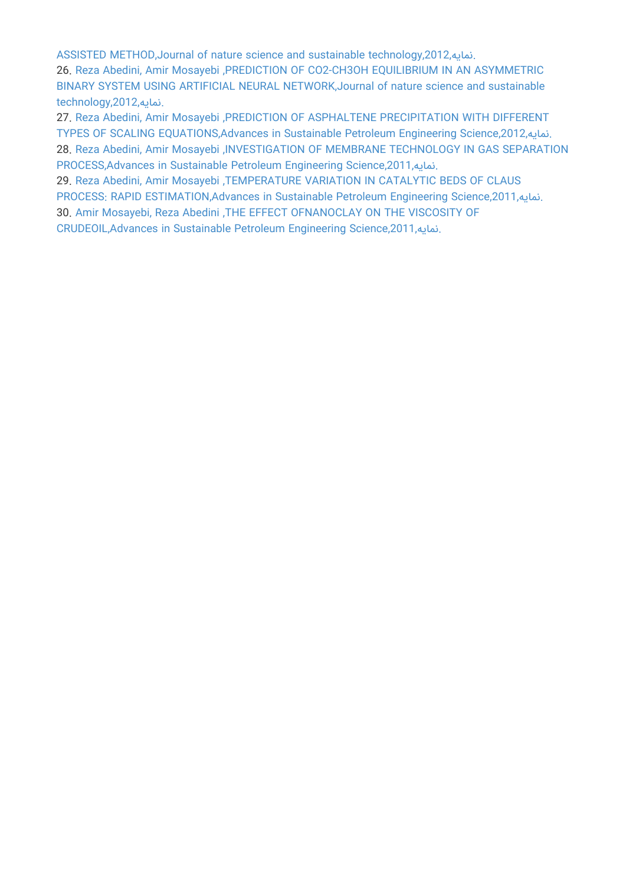ASSISTED METHOD,Journal of nature science and sustainable technology,2012,نمایه.

26. Reza Abedini, Amir Mosayebi ,PREDICTION OF $CO_2$-$CH_3OH$ EQUILIBRIUM IN AN ASYMMETRIC BINARY SYSTEM USING ARTIFICIAL NEURAL NETWORK,Journal of nature science and sustainable technology,2012,نمایه.

27. Reza Abedini, Amir Mosayebi ,PREDICTION OF ASPHALTENE PRECIPITATION WITH DIFFERENT TYPES OF SCALING EQUATIONS,Advances in Sustainable Petroleum Engineering Science,2012,نمایه.

28. Reza Abedini, Amir Mosayebi ,INVESTIGATION OF MEMBRANE TECHNOLOGY IN GAS SEPARATION PROCESS,Advances in Sustainable Petroleum Engineering Science,2011,نمایه.

29. Reza Abedini, Amir Mosayebi ,TEMPERATURE VARIATION IN CATALYTIC BEDS OF CLAUS PROCESS: RAPID ESTIMATION,Advances in Sustainable Petroleum Engineering Science,2011,نمایه.

30. Amir Mosayebi, Reza Abedini ,THE EFFECT OFNANOCLAY ON THE VISCOSITY OF CRUDEOIL,Advances in Sustainable Petroleum Engineering Science,2011,نمایه.